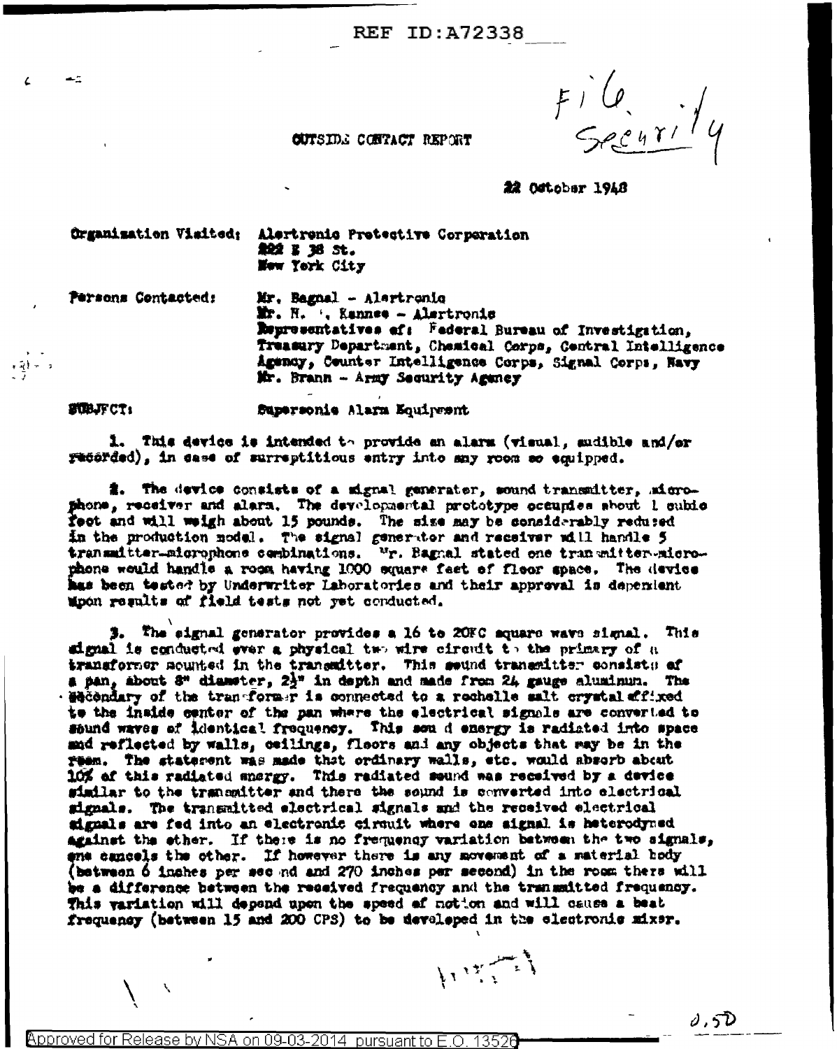REF ID:A72338

File Security

OUTSIDE CONTACT REPORT

22 October 1948

| | |
|---|---|
| Organization Visited: | Alertronic Protective Corporation<br>222 E 38 St.<br>New York City |
| Persons Contacted: | Mr. Bagnal - Alertronic<br>Mr. H. '. Kannee - Alertronic<br>Representatives of: Federal Bureau of Investigation, Treasury Department, Chemical Corps, Central Intelligence Agency, Counter Intelligence Corps, Signal Corps, Navy<br>Mr. Brann - Army Security Agency |
| SUBJECT: | Supersonic Alarm Equipment |

1. This device is intended to provide an alarm (visual, audible and/or recorded), in case of surreptitious entry into any room so equipped.

2. The device consists of a signal generator, sound transmitter, microphone, receiver and alarm. The developmental prototype occupies about 1 cubic feet and will weigh about 15 pounds. The size may be considerably reduced in the production model. The signal generator and receiver will handle 5 transmitter-microphone combinations. Mr. Bagnal stated one transmitter-microphone would handle a room having 1000 square feet of floor space. The device has been tested by Underwriter Laboratories and their approval is dependent upon results of field tests not yet conducted.

3. The signal generator provides a 16 to 20KC square wave signal. This signal is conducted over a physical two wire circuit to the primary of a transformer mounted in the transmitter. This sound transmitter consists of a pan, about 8" diameter, 2½" in depth and made from 24 gauge aluminum. The secondary of the transformer is connected to a rochelle salt crystal affixed to the inside center of the pan where the electrical signals are converted to sound waves of identical frequency. This sound energy is radiated into space and reflected by walls, ceilings, floors and any objects that may be in the room. The statement was made that ordinary walls, etc. would absorb about 10% of this radiated energy. This radiated sound was received by a device similar to the transmitter and there the sound is converted into electrical signals. The transmitted electrical signals and the received electrical signals are fed into an electronic circuit where one signal is heterodyned against the other. If there is no frequency variation between the two signals, one cancels the other. If however there is any movement of a material body (between 6 inches per second and 270 inches per second) in the room there will be a difference between the received frequency and the transmitted frequency. This variation will depend upon the speed of motion and will cause a beat frequency (between 15 and 200 CPS) to be developed in the electronic mixer.

0.5D

Approved for Release by NSA on 09-03-2014 pursuant to E.O. 13526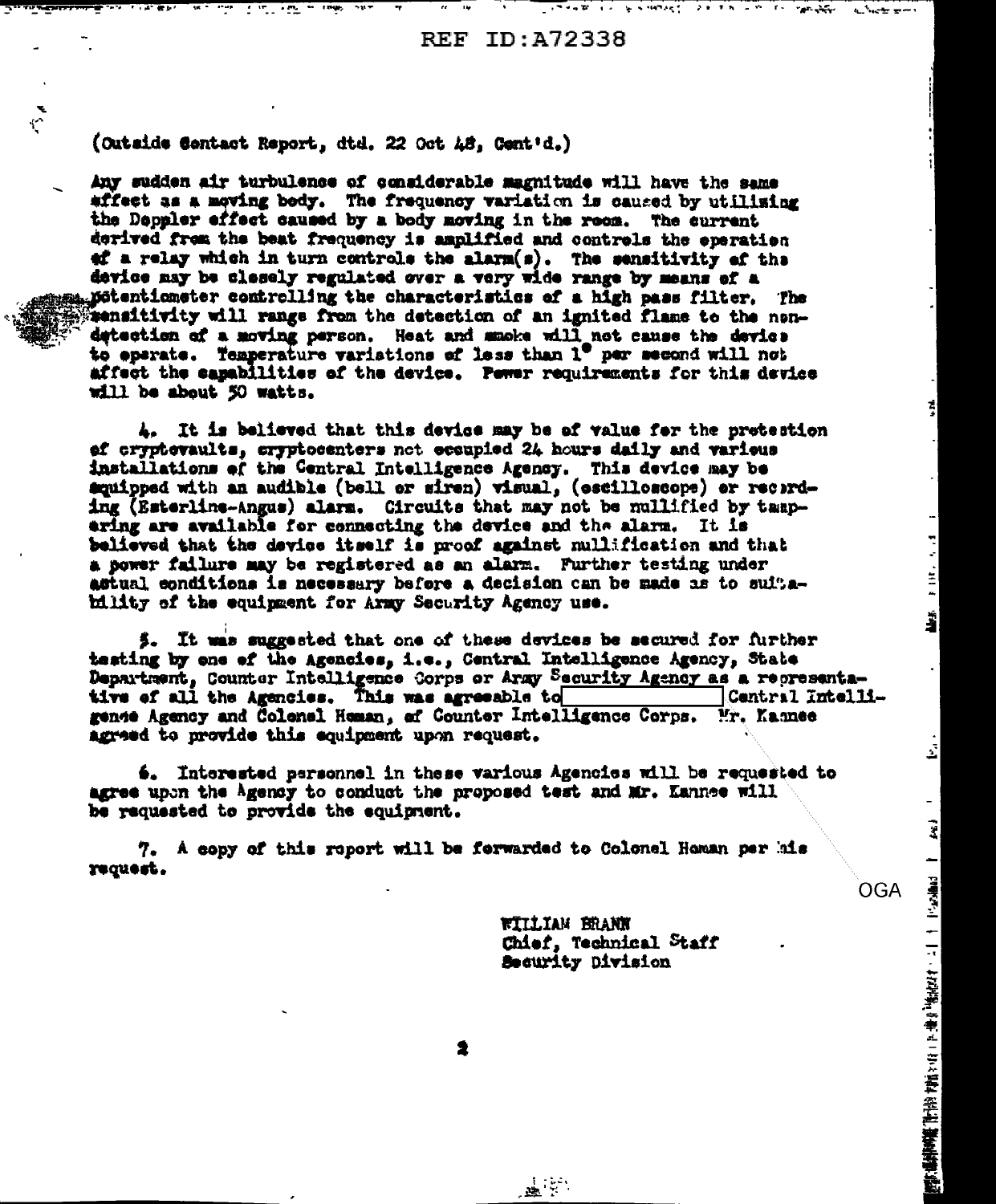REF ID:A72338

(Outside Contact Report, dtd. 22 Oct 48, Cont'd.)

Any sudden air turbulence of considerable magnitude will have the same effect as a moving body. The frequency variation is caused by utilizing the Doppler effect caused by a body moving in the room. The current derived from the beat frequency is amplified and controls the operation of a relay which in turn controls the alarm(s). The sensitivity of the device may be closely regulated over a very wide range by means of a potentiometer controlling the characteristics of a high pass filter. The sensitivity will range from the detection of an ignited flame to the non-detection of a moving person. Heat and smoke will not cause the device to operate. Temperature variations of less than 1° per second will not affect the capabilities of the device. Power requirements for this device will be about 50 watts.

4. It is believed that this device may be of value for the protection of cryptovaults, cryptocenters not occupied 24 hours daily and various installations of the Central Intelligence Agency. This device may be equipped with an audible (bell or siren) visual, (oscilloscope) or recording (Esterline-Angus) alarm. Circuits that may not be nullified by tampering are available for connecting the device and the alarm. It is believed that the device itself is proof against nullification and that a power failure may be registered as an alarm. Further testing under actual conditions is necessary before a decision can be made as to suitability of the equipment for Army Security Agency use.

5. It was suggested that one of these devices be secured for further testing by one of the Agencies, i.e., Central Intelligence Agency, State Department, Counter Intelligence Corps or Army Security Agency as a representative of all the Agencies. This was agreeable to [REDACTED] Central Intelligence Agency and Colonel Heman, of Counter Intelligence Corps. Mr. Kannee agreed to provide this equipment upon request.

6. Interested personnel in these various Agencies will be requested to agree upon the Agency to conduct the proposed test and Mr. Kannee will be requested to provide the equipment.

7. A copy of this report will be forwarded to Colonel Heman per his request.

OGA

WILLIAM BRANN
Chief, Technical Staff
Security Division